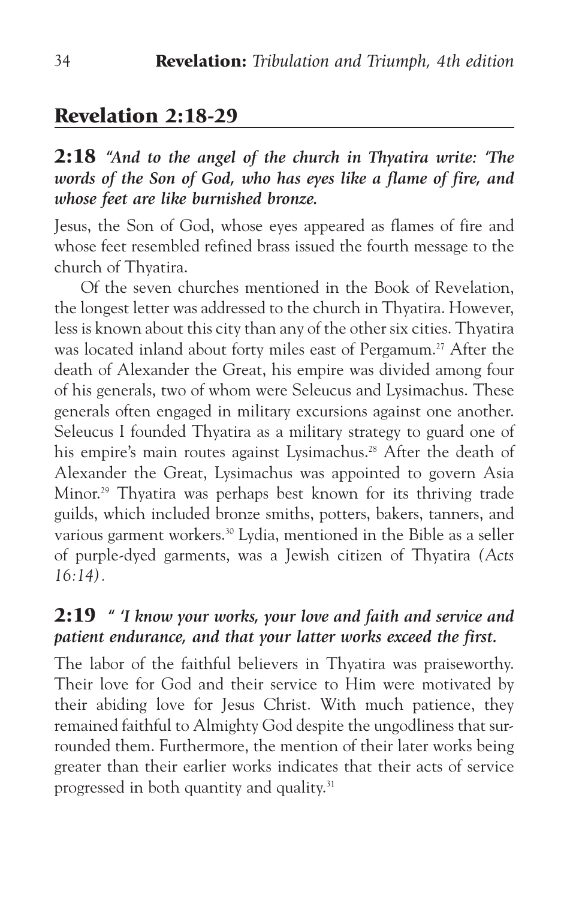## Revelation 2:18-29

**2:18** ***"And to the angel of the church in Thyatira write: 'The words of the Son of God, who has eyes like a flame of fire, and whose feet are like burnished bronze.***

Jesus, the Son of God, whose eyes appeared as flames of fire and whose feet resembled refined brass issued the fourth message to the church of Thyatira.

Of the seven churches mentioned in the Book of Revelation, the longest letter was addressed to the church in Thyatira. However, less is known about this city than any of the other six cities. Thyatira was located inland about forty miles east of Pergamum.[27] After the death of Alexander the Great, his empire was divided among four of his generals, two of whom were Seleucus and Lysimachus. These generals often engaged in military excursions against one another. Seleucus I founded Thyatira as a military strategy to guard one of his empire's main routes against Lysimachus.[28] After the death of Alexander the Great, Lysimachus was appointed to govern Asia Minor.[29] Thyatira was perhaps best known for its thriving trade guilds, which included bronze smiths, potters, bakers, tanners, and various garment workers.[30] Lydia, mentioned in the Bible as a seller of purple-dyed garments, was a Jewish citizen of Thyatira *(Acts 16:14)*.

**2:19** ***" 'I know your works, your love and faith and service and patient endurance, and that your latter works exceed the first.***

The labor of the faithful believers in Thyatira was praiseworthy. Their love for God and their service to Him were motivated by their abiding love for Jesus Christ. With much patience, they remained faithful to Almighty God despite the ungodliness that surrounded them. Furthermore, the mention of their later works being greater than their earlier works indicates that their acts of service progressed in both quantity and quality.[31]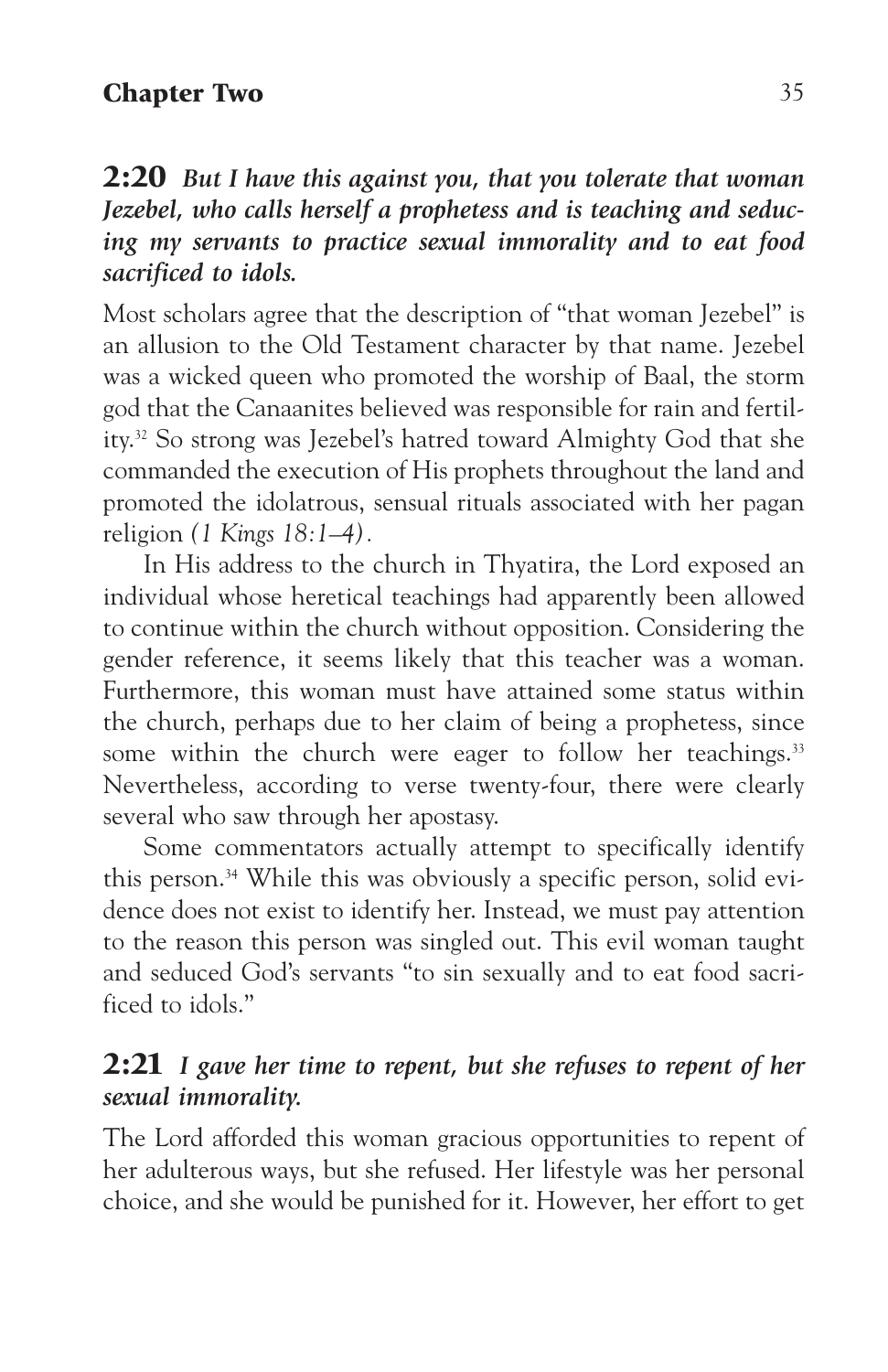**2:20** ***But I have this against you, that you tolerate that woman Jezebel, who calls herself a prophetess and is teaching and seducing my servants to practice sexual immorality and to eat food sacrificed to idols.***

Most scholars agree that the description of "that woman Jezebel" is an allusion to the Old Testament character by that name. Jezebel was a wicked queen who promoted the worship of Baal, the storm god that the Canaanites believed was responsible for rain and fertility.[32] So strong was Jezebel's hatred toward Almighty God that she commanded the execution of His prophets throughout the land and promoted the idolatrous, sensual rituals associated with her pagan religion *(1 Kings 18:1–4)*.

In His address to the church in Thyatira, the Lord exposed an individual whose heretical teachings had apparently been allowed to continue within the church without opposition. Considering the gender reference, it seems likely that this teacher was a woman. Furthermore, this woman must have attained some status within the church, perhaps due to her claim of being a prophetess, since some within the church were eager to follow her teachings.[33] Nevertheless, according to verse twenty-four, there were clearly several who saw through her apostasy.

Some commentators actually attempt to specifically identify this person.[34] While this was obviously a specific person, solid evidence does not exist to identify her. Instead, we must pay attention to the reason this person was singled out. This evil woman taught and seduced God's servants "to sin sexually and to eat food sacrificed to idols."

**2:21** ***I gave her time to repent, but she refuses to repent of her sexual immorality.***

The Lord afforded this woman gracious opportunities to repent of her adulterous ways, but she refused. Her lifestyle was her personal choice, and she would be punished for it. However, her effort to get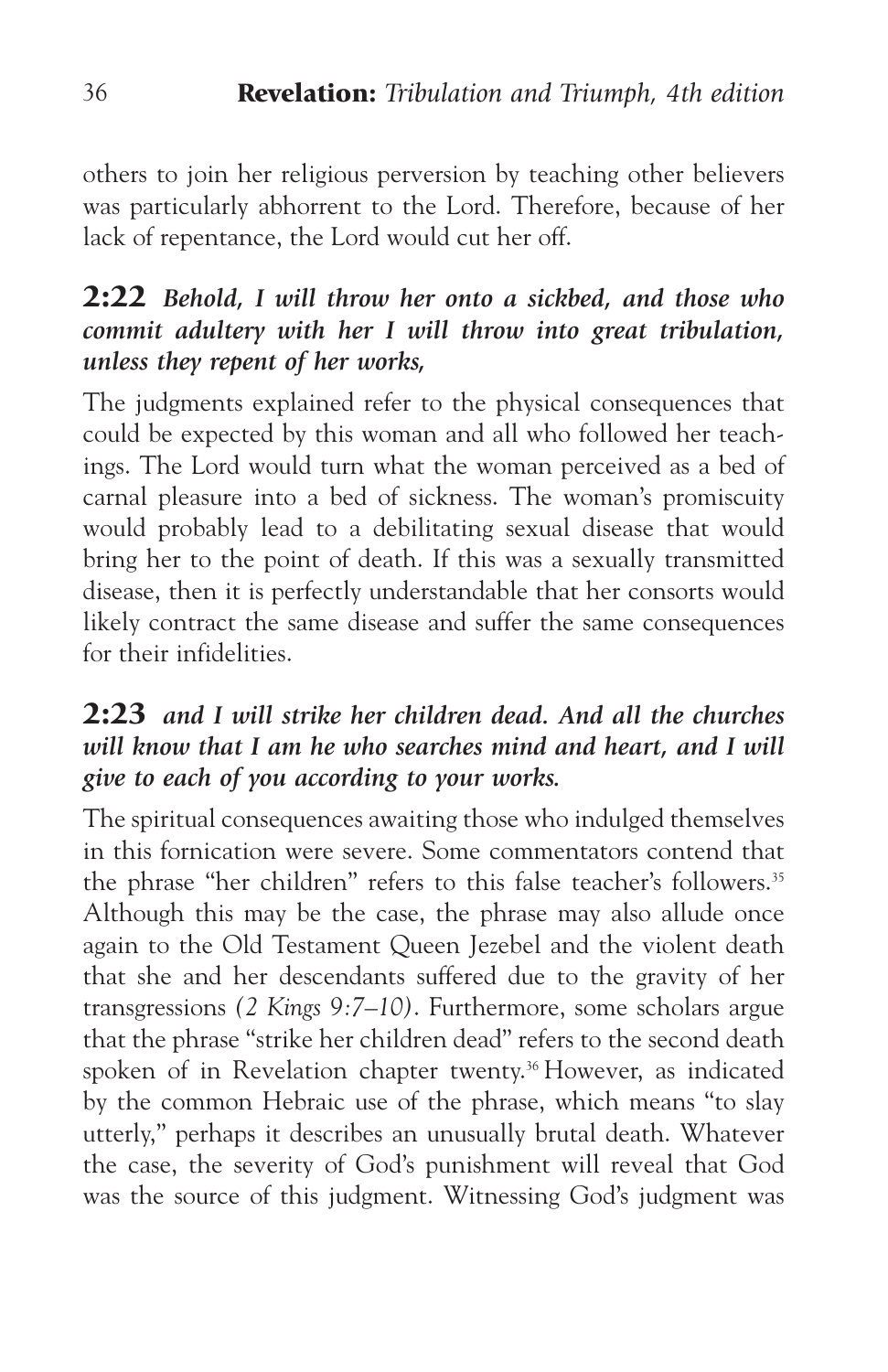others to join her religious perversion by teaching other believers was particularly abhorrent to the Lord. Therefore, because of her lack of repentance, the Lord would cut her off.

### **2:22** ***Behold, I will throw her onto a sickbed, and those who commit adultery with her I will throw into great tribulation, unless they repent of her works,***

The judgments explained refer to the physical consequences that could be expected by this woman and all who followed her teachings. The Lord would turn what the woman perceived as a bed of carnal pleasure into a bed of sickness. The woman's promiscuity would probably lead to a debilitating sexual disease that would bring her to the point of death. If this was a sexually transmitted disease, then it is perfectly understandable that her consorts would likely contract the same disease and suffer the same consequences for their infidelities.

### **2:23** ***and I will strike her children dead. And all the churches will know that I am he who searches mind and heart, and I will give to each of you according to your works.***

The spiritual consequences awaiting those who indulged themselves in this fornication were severe. Some commentators contend that the phrase "her children" refers to this false teacher's followers.[35] Although this may be the case, the phrase may also allude once again to the Old Testament Queen Jezebel and the violent death that she and her descendants suffered due to the gravity of her transgressions *(2 Kings 9:7–10)*. Furthermore, some scholars argue that the phrase "strike her children dead" refers to the second death spoken of in Revelation chapter twenty.[36] However, as indicated by the common Hebraic use of the phrase, which means "to slay utterly," perhaps it describes an unusually brutal death. Whatever the case, the severity of God's punishment will reveal that God was the source of this judgment. Witnessing God's judgment was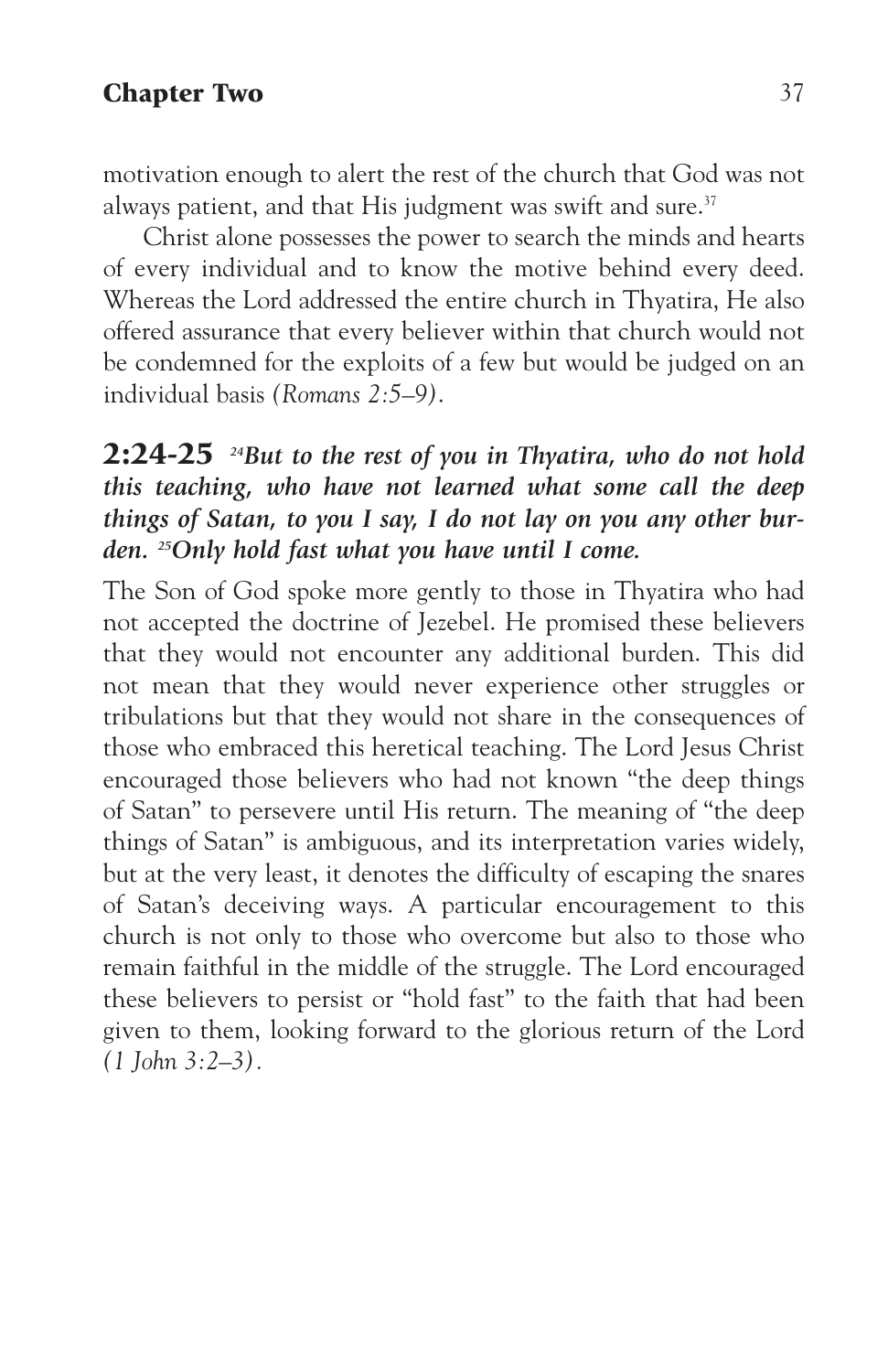motivation enough to alert the rest of the church that God was not always patient, and that His judgment was swift and sure.[37]

Christ alone possesses the power to search the minds and hearts of every individual and to know the motive behind every deed. Whereas the Lord addressed the entire church in Thyatira, He also offered assurance that every believer within that church would not be condemned for the exploits of a few but would be judged on an individual basis *(Romans 2:5–9)*.

**2:24-25** ***[24]But to the rest of you in Thyatira, who do not hold this teaching, who have not learned what some call the deep things of Satan, to you I say, I do not lay on you any other burden. [25]Only hold fast what you have until I come.***

The Son of God spoke more gently to those in Thyatira who had not accepted the doctrine of Jezebel. He promised these believers that they would not encounter any additional burden. This did not mean that they would never experience other struggles or tribulations but that they would not share in the consequences of those who embraced this heretical teaching. The Lord Jesus Christ encouraged those believers who had not known "the deep things of Satan" to persevere until His return. The meaning of "the deep things of Satan" is ambiguous, and its interpretation varies widely, but at the very least, it denotes the difficulty of escaping the snares of Satan's deceiving ways. A particular encouragement to this church is not only to those who overcome but also to those who remain faithful in the middle of the struggle. The Lord encouraged these believers to persist or "hold fast" to the faith that had been given to them, looking forward to the glorious return of the Lord *(1 John 3:2–3)*.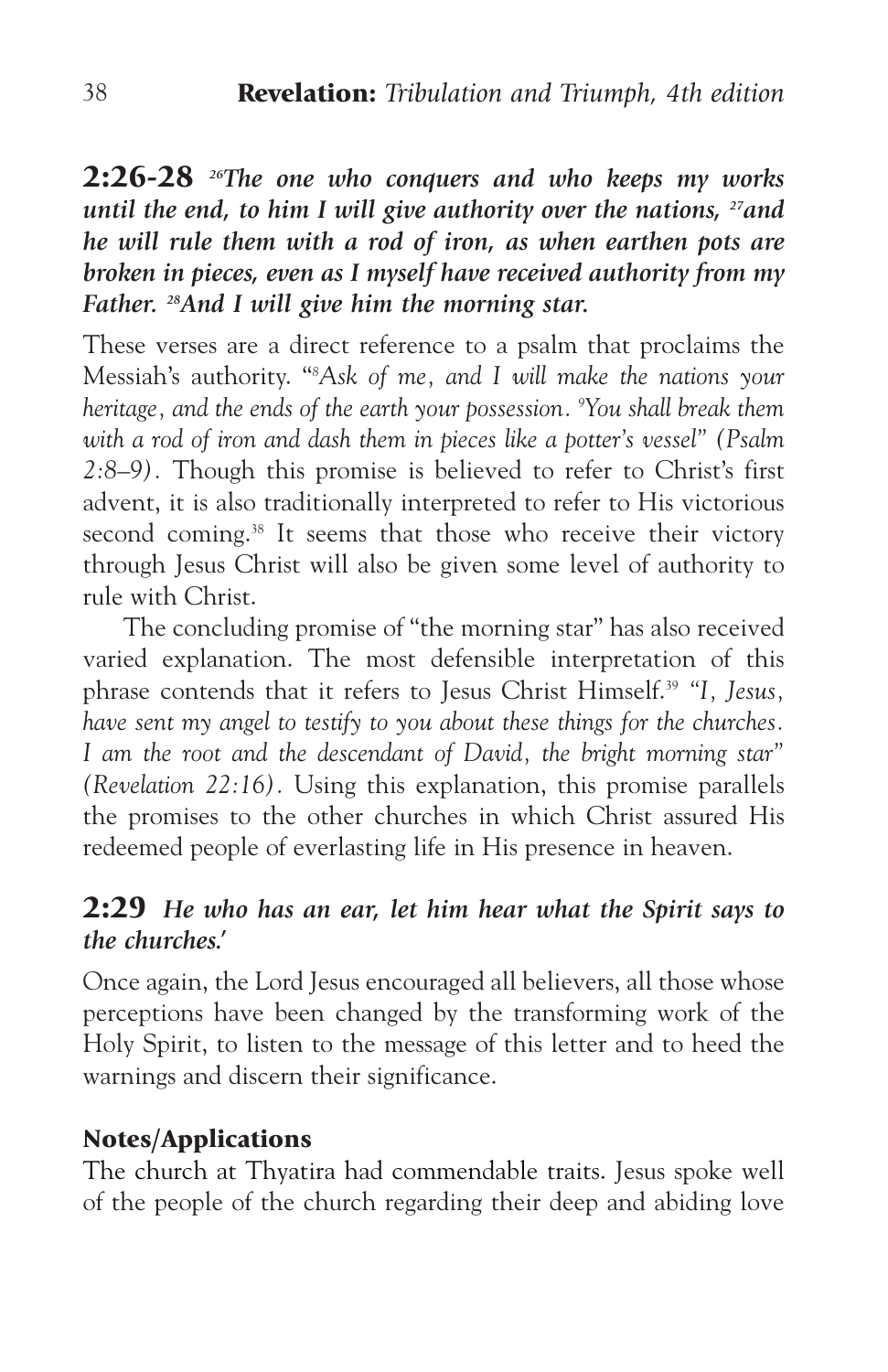## 2:26-28 *[26]The one who conquers and who keeps my works until the end, to him I will give authority over the nations, [27]and he will rule them with a rod of iron, as when earthen pots are broken in pieces, even as I myself have received authority from my Father. [28]And I will give him the morning star.*

These verses are a direct reference to a psalm that proclaims the Messiah's authority. "*[8]Ask of me, and I will make the nations your heritage, and the ends of the earth your possession. [9]You shall break them with a rod of iron and dash them in pieces like a potter's vessel" (Psalm 2:8–9)*. Though this promise is believed to refer to Christ's first advent, it is also traditionally interpreted to refer to His victorious second coming.[38] It seems that those who receive their victory through Jesus Christ will also be given some level of authority to rule with Christ.

The concluding promise of "the morning star" has also received varied explanation. The most defensible interpretation of this phrase contends that it refers to Jesus Christ Himself.[39] *"I, Jesus, have sent my angel to testify to you about these things for the churches. I am the root and the descendant of David, the bright morning star" (Revelation 22:16)*. Using this explanation, this promise parallels the promises to the other churches in which Christ assured His redeemed people of everlasting life in His presence in heaven.

## 2:29 *He who has an ear, let him hear what the Spirit says to the churches.'*

Once again, the Lord Jesus encouraged all believers, all those whose perceptions have been changed by the transforming work of the Holy Spirit, to listen to the message of this letter and to heed the warnings and discern their significance.

### Notes/Applications

The church at Thyatira had commendable traits. Jesus spoke well of the people of the church regarding their deep and abiding love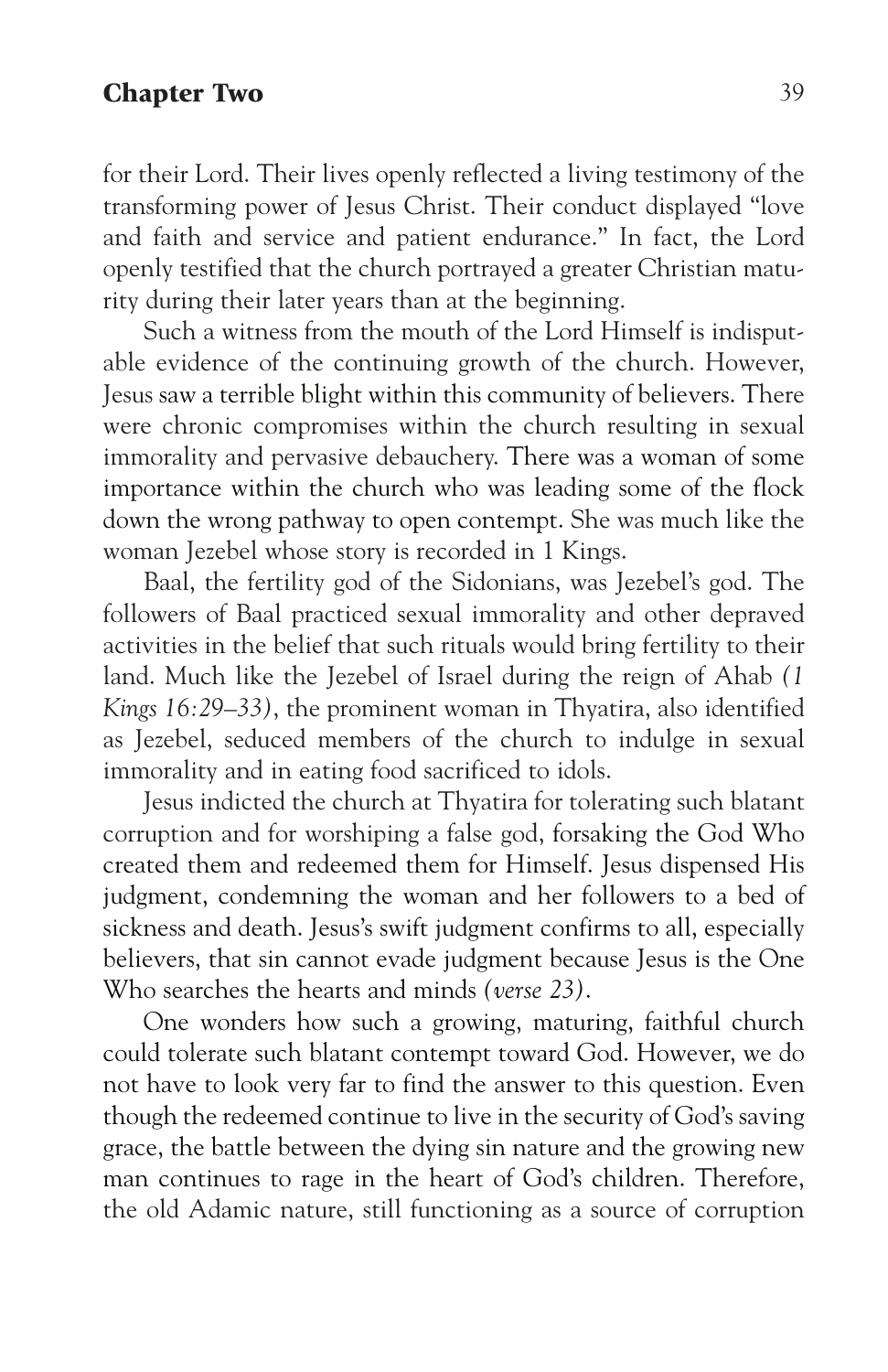for their Lord. Their lives openly reflected a living testimony of the transforming power of Jesus Christ. Their conduct displayed "love and faith and service and patient endurance." In fact, the Lord openly testified that the church portrayed a greater Christian maturity during their later years than at the beginning.

Such a witness from the mouth of the Lord Himself is indisputable evidence of the continuing growth of the church. However, Jesus saw a terrible blight within this community of believers. There were chronic compromises within the church resulting in sexual immorality and pervasive debauchery. There was a woman of some importance within the church who was leading some of the flock down the wrong pathway to open contempt. She was much like the woman Jezebel whose story is recorded in 1 Kings.

Baal, the fertility god of the Sidonians, was Jezebel's god. The followers of Baal practiced sexual immorality and other depraved activities in the belief that such rituals would bring fertility to their land. Much like the Jezebel of Israel during the reign of Ahab *(1 Kings 16:29–33)*, the prominent woman in Thyatira, also identified as Jezebel, seduced members of the church to indulge in sexual immorality and in eating food sacrificed to idols.

Jesus indicted the church at Thyatira for tolerating such blatant corruption and for worshiping a false god, forsaking the God Who created them and redeemed them for Himself. Jesus dispensed His judgment, condemning the woman and her followers to a bed of sickness and death. Jesus's swift judgment confirms to all, especially believers, that sin cannot evade judgment because Jesus is the One Who searches the hearts and minds *(verse 23)*.

One wonders how such a growing, maturing, faithful church could tolerate such blatant contempt toward God. However, we do not have to look very far to find the answer to this question. Even though the redeemed continue to live in the security of God's saving grace, the battle between the dying sin nature and the growing new man continues to rage in the heart of God's children. Therefore, the old Adamic nature, still functioning as a source of corruption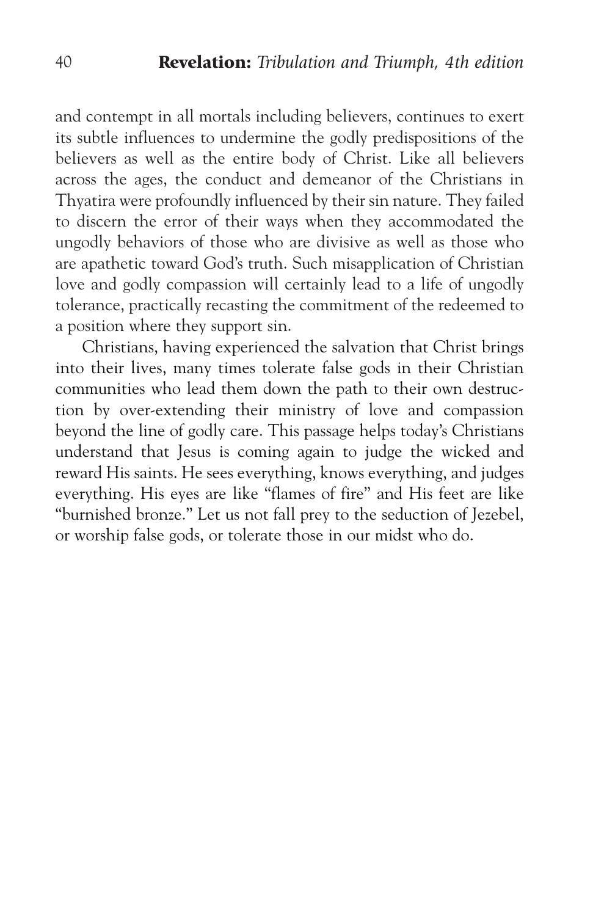and contempt in all mortals including believers, continues to exert its subtle influences to undermine the godly predispositions of the believers as well as the entire body of Christ. Like all believers across the ages, the conduct and demeanor of the Christians in Thyatira were profoundly influenced by their sin nature. They failed to discern the error of their ways when they accommodated the ungodly behaviors of those who are divisive as well as those who are apathetic toward God's truth. Such misapplication of Christian love and godly compassion will certainly lead to a life of ungodly tolerance, practically recasting the commitment of the redeemed to a position where they support sin.

Christians, having experienced the salvation that Christ brings into their lives, many times tolerate false gods in their Christian communities who lead them down the path to their own destruction by over-extending their ministry of love and compassion beyond the line of godly care. This passage helps today's Christians understand that Jesus is coming again to judge the wicked and reward His saints. He sees everything, knows everything, and judges everything. His eyes are like "flames of fire" and His feet are like "burnished bronze." Let us not fall prey to the seduction of Jezebel, or worship false gods, or tolerate those in our midst who do.